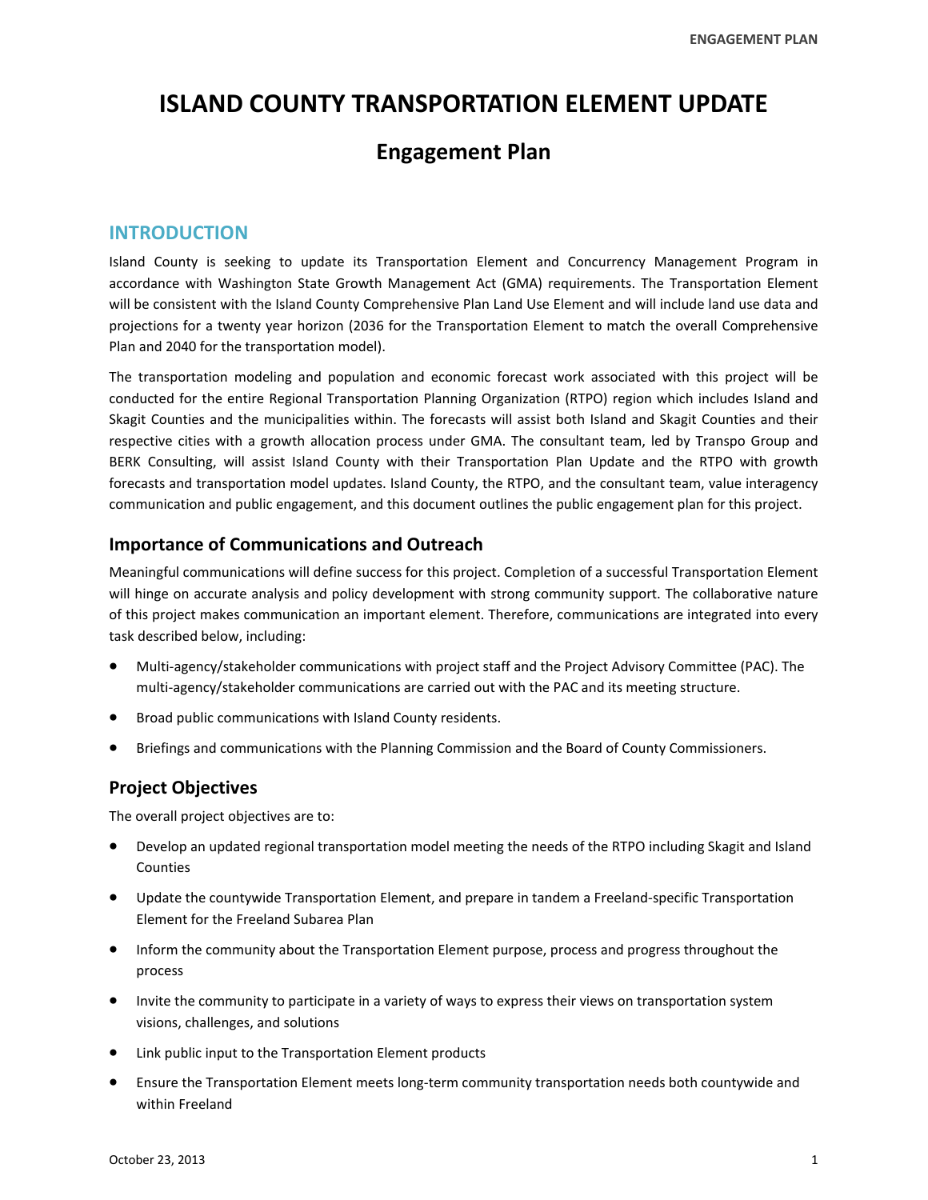# ISLAND COUNTY TRANSPORTATION ELEMENT UPDATE

## Engagement Plan

## INTRODUCTION

Island County is seeking to update its Transportation Element and Concurrency Management Program in accordance with Washington State Growth Management Act (GMA) requirements. The Transportation Element will be consistent with the Island County Comprehensive Plan Land Use Element and will include land use data and projections for a twenty year horizon (2036 for the Transportation Element to match the overall Comprehensive Plan and 2040 for the transportation model).

The transportation modeling and population and economic forecast work associated with this project will be conducted for the entire Regional Transportation Planning Organization (RTPO) region which includes Island and Skagit Counties and the municipalities within. The forecasts will assist both Island and Skagit Counties and their respective cities with a growth allocation process under GMA. The consultant team, led by Transpo Group and BERK Consulting, will assist Island County with their Transportation Plan Update and the RTPO with growth forecasts and transportation model updates. Island County, the RTPO, and the consultant team, value interagency communication and public engagement, and this document outlines the public engagement plan for this project.

### Importance of Communications and Outreach

Meaningful communications will define success for this project. Completion of a successful Transportation Element will hinge on accurate analysis and policy development with strong community support. The collaborative nature of this project makes communication an important element. Therefore, communications are integrated into every task described below, including:

- Multi-agency/stakeholder communications with project staff and the Project Advisory Committee (PAC). The multi-agency/stakeholder communications are carried out with the PAC and its meeting structure.
- Broad public communications with Island County residents.
- Briefings and communications with the Planning Commission and the Board of County Commissioners.

### Project Objectives

The overall project objectives are to:

- Develop an updated regional transportation model meeting the needs of the RTPO including Skagit and Island Counties
- Update the countywide Transportation Element, and prepare in tandem a Freeland-specific Transportation Element for the Freeland Subarea Plan
- Inform the community about the Transportation Element purpose, process and progress throughout the process
- Invite the community to participate in a variety of ways to express their views on transportation system visions, challenges, and solutions
- Link public input to the Transportation Element products
- Ensure the Transportation Element meets long-term community transportation needs both countywide and within Freeland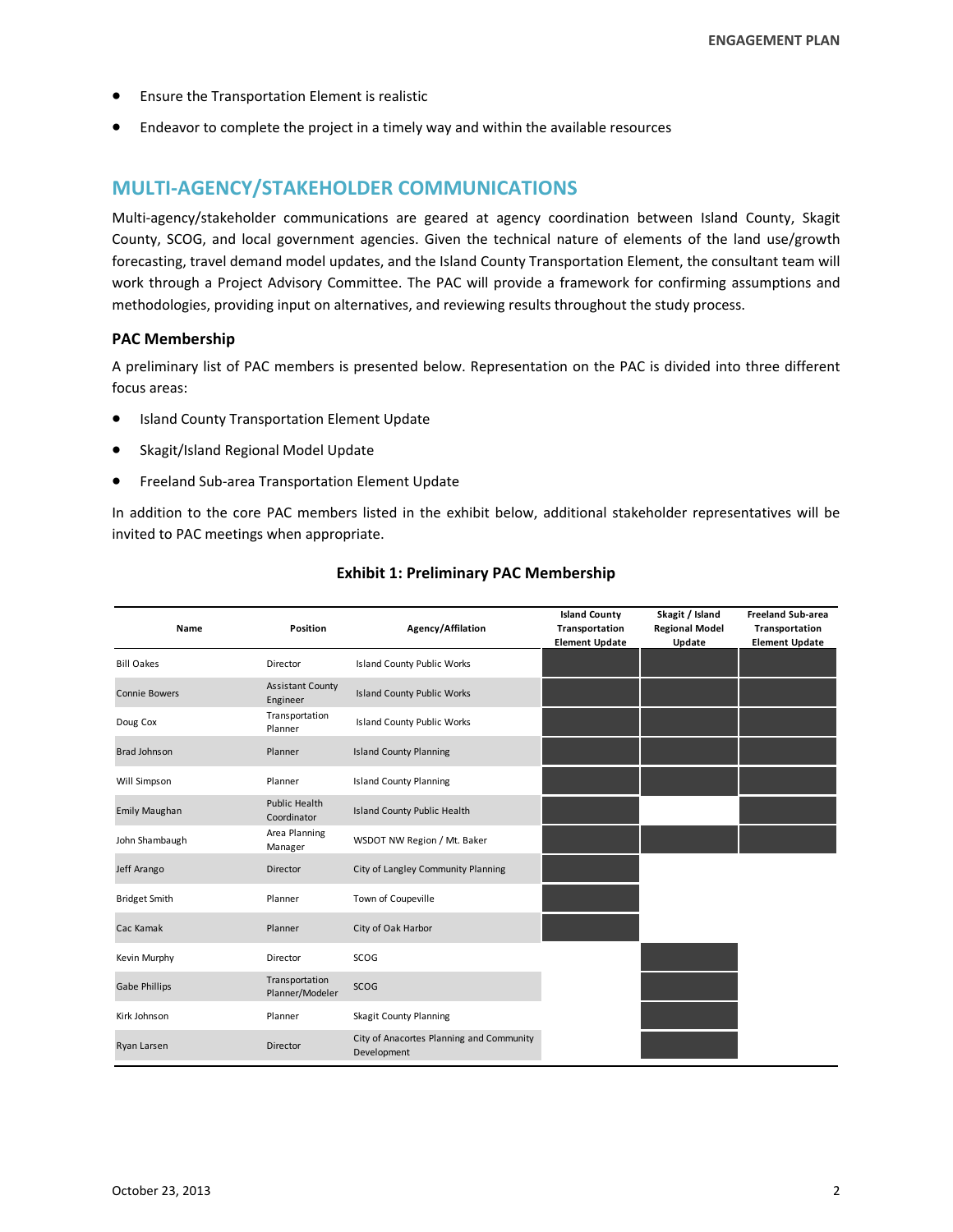- Ensure the Transportation Element is realistic
- Endeavor to complete the project in a timely way and within the available resources

## MULTI-AGENCY/STAKEHOLDER COMMUNICATIONS

Multi-agency/stakeholder communications are geared at agency coordination between Island County, Skagit County, SCOG, and local government agencies. Given the technical nature of elements of the land use/growth forecasting, travel demand model updates, and the Island County Transportation Element, the consultant team will work through a Project Advisory Committee. The PAC will provide a framework for confirming assumptions and methodologies, providing input on alternatives, and reviewing results throughout the study process.

### PAC Membership

A preliminary list of PAC members is presented below. Representation on the PAC is divided into three different focus areas:

- Island County Transportation Element Update
- Skagit/Island Regional Model Update
- Freeland Sub-area Transportation Element Update

In addition to the core PAC members listed in the exhibit below, additional stakeholder representatives will be invited to PAC meetings when appropriate.

**Exhibit 1: Preliminary PAC Membership**

| Name | Position | Agency/Affilation | Island County Transportation Element Update | Skagit / Island Regional Model Update | Freeland Sub-area Transportation Element Update |
|---|---|---|---|---|---|
| Bill Oakes | Director | Island County Public Works | X | X | X |
| Connie Bowers | Assistant County Engineer | Island County Public Works | X | X | X |
| Doug Cox | Transportation Planner | Island County Public Works | X | X | X |
| Brad Johnson | Planner | Island County Planning | X | X | X |
| Will Simpson | Planner | Island County Planning | X | X | X |
| Emily Maughan | Public Health Coordinator | Island County Public Health | X | | X |
| John Shambaugh | Area Planning Manager | WSDOT NW Region / Mt. Baker | X | X | X |
| Jeff Arango | Director | City of Langley Community Planning | X | | |
| Bridget Smith | Planner | Town of Coupeville | X | | |
| Cac Kamak | Planner | City of Oak Harbor | X | | |
| Kevin Murphy | Director | SCOG | | X | |
| Gabe Phillips | Transportation Planner/Modeler | SCOG | | X | |
| Kirk Johnson | Planner | Skagit County Planning | | X | |
| Ryan Larsen | Director | City of Anacortes Planning and Community Development | | X | |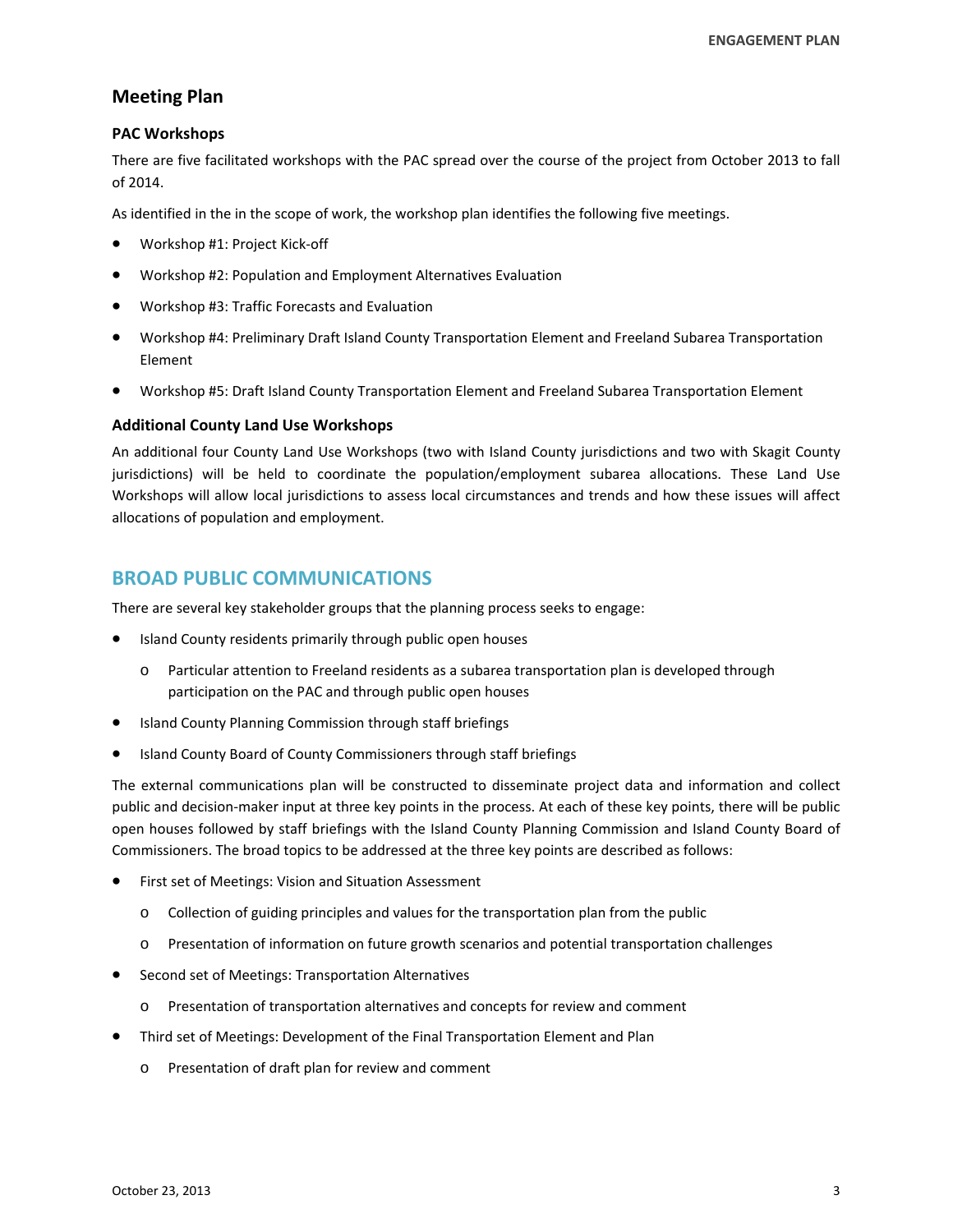## Meeting Plan

### PAC Workshops

There are five facilitated workshops with the PAC spread over the course of the project from October 2013 to fall of 2014.

As identified in the in the scope of work, the workshop plan identifies the following five meetings.

- Workshop #1: Project Kick-off
- Workshop #2: Population and Employment Alternatives Evaluation
- Workshop #3: Traffic Forecasts and Evaluation
- Workshop #4: Preliminary Draft Island County Transportation Element and Freeland Subarea Transportation Element
- Workshop #5: Draft Island County Transportation Element and Freeland Subarea Transportation Element

### Additional County Land Use Workshops

An additional four County Land Use Workshops (two with Island County jurisdictions and two with Skagit County jurisdictions) will be held to coordinate the population/employment subarea allocations. These Land Use Workshops will allow local jurisdictions to assess local circumstances and trends and how these issues will affect allocations of population and employment.

## BROAD PUBLIC COMMUNICATIONS

There are several key stakeholder groups that the planning process seeks to engage:

- Island County residents primarily through public open houses
  - Particular attention to Freeland residents as a subarea transportation plan is developed through participation on the PAC and through public open houses
- Island County Planning Commission through staff briefings
- Island County Board of County Commissioners through staff briefings

The external communications plan will be constructed to disseminate project data and information and collect public and decision-maker input at three key points in the process. At each of these key points, there will be public open houses followed by staff briefings with the Island County Planning Commission and Island County Board of Commissioners. The broad topics to be addressed at the three key points are described as follows:

- First set of Meetings: Vision and Situation Assessment
  - Collection of guiding principles and values for the transportation plan from the public
  - Presentation of information on future growth scenarios and potential transportation challenges
- Second set of Meetings: Transportation Alternatives
  - Presentation of transportation alternatives and concepts for review and comment
- Third set of Meetings: Development of the Final Transportation Element and Plan
  - Presentation of draft plan for review and comment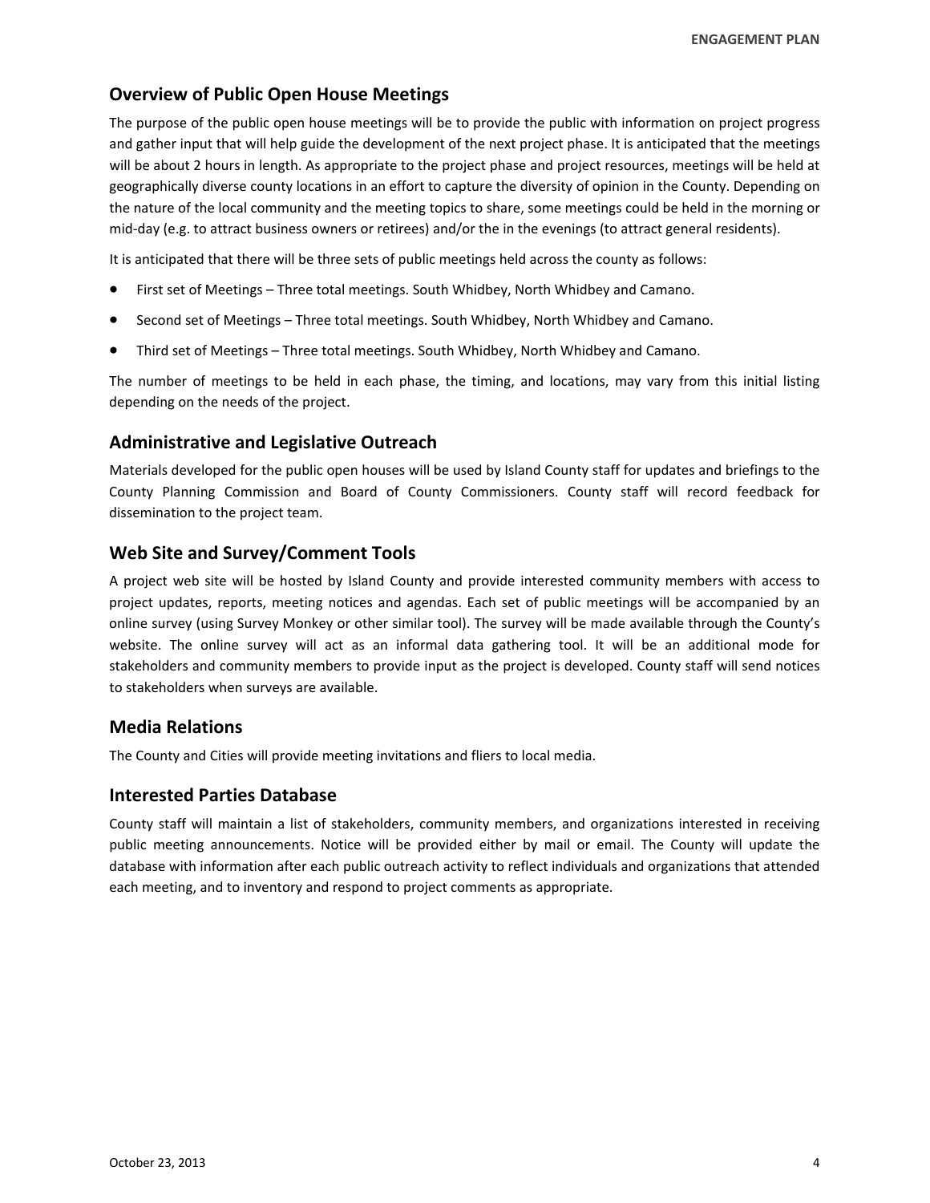## Overview of Public Open House Meetings

The purpose of the public open house meetings will be to provide the public with information on project progress and gather input that will help guide the development of the next project phase. It is anticipated that the meetings will be about 2 hours in length. As appropriate to the project phase and project resources, meetings will be held at geographically diverse county locations in an effort to capture the diversity of opinion in the County. Depending on the nature of the local community and the meeting topics to share, some meetings could be held in the morning or mid-day (e.g. to attract business owners or retirees) and/or the in the evenings (to attract general residents).

It is anticipated that there will be three sets of public meetings held across the county as follows:

- First set of Meetings – Three total meetings. South Whidbey, North Whidbey and Camano.
- Second set of Meetings – Three total meetings. South Whidbey, North Whidbey and Camano.
- Third set of Meetings – Three total meetings. South Whidbey, North Whidbey and Camano.

The number of meetings to be held in each phase, the timing, and locations, may vary from this initial listing depending on the needs of the project.

## Administrative and Legislative Outreach

Materials developed for the public open houses will be used by Island County staff for updates and briefings to the County Planning Commission and Board of County Commissioners. County staff will record feedback for dissemination to the project team.

## Web Site and Survey/Comment Tools

A project web site will be hosted by Island County and provide interested community members with access to project updates, reports, meeting notices and agendas. Each set of public meetings will be accompanied by an online survey (using Survey Monkey or other similar tool). The survey will be made available through the County's website. The online survey will act as an informal data gathering tool. It will be an additional mode for stakeholders and community members to provide input as the project is developed. County staff will send notices to stakeholders when surveys are available.

## Media Relations

The County and Cities will provide meeting invitations and fliers to local media.

## Interested Parties Database

County staff will maintain a list of stakeholders, community members, and organizations interested in receiving public meeting announcements. Notice will be provided either by mail or email. The County will update the database with information after each public outreach activity to reflect individuals and organizations that attended each meeting, and to inventory and respond to project comments as appropriate.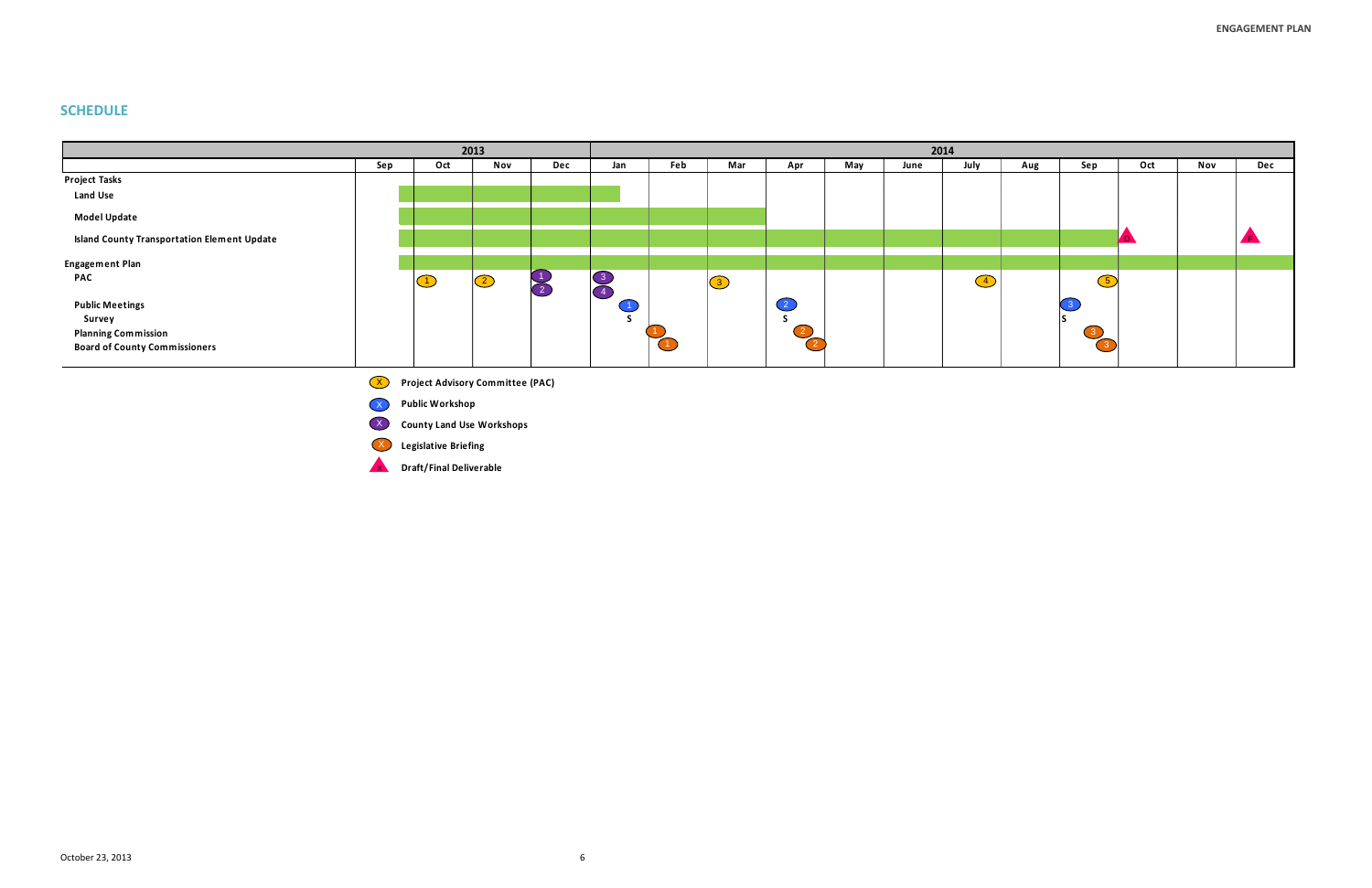## SCHEDULE

2013

2014

Sep Oct Nov Dec Jan Feb Mar Apr May June July Aug Sep Oct Nov Dec

**Project Tasks**

**Land Use**

**Model Update**

**Island County Transportation Element Update**

D

F

**Engagement Plan**

**PAC**

1 2 1 2 3 4 3 4 5

**Public Meetings**

1 2 3

**Survey**

S S S

**Planning Commission**

1 2 3

**Board of County Commissioners**

1 2 3

X **Project Advisory Committee (PAC)**

X **Public Workshop**

X **County Land Use Workshops**

X **Legislative Briefing**

X **Draft/Final Deliverable**

October 23, 2013